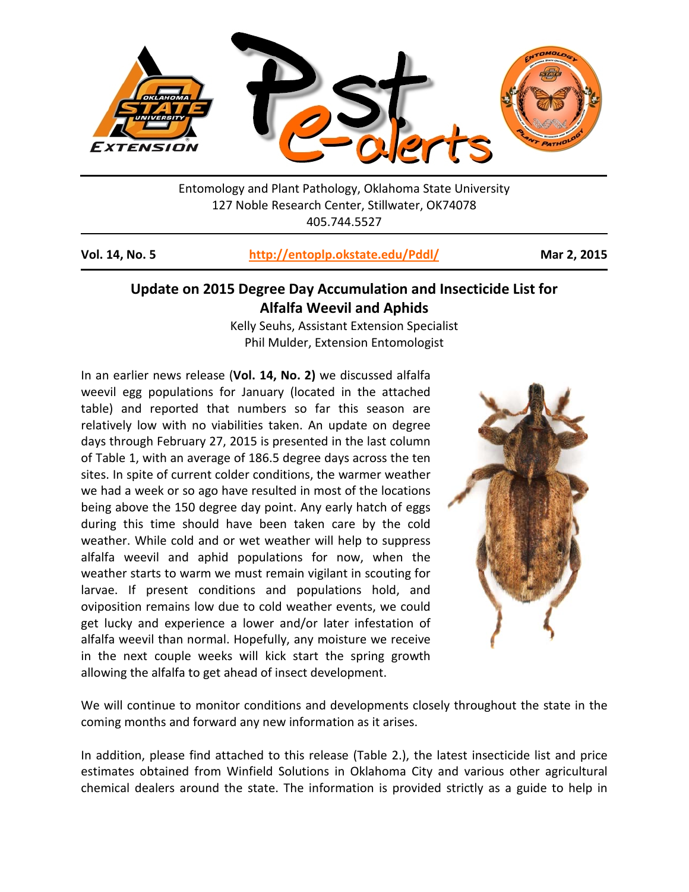Entomology and Plant Pathology, Oklahoma State University
127 Noble Research Center, Stillwater, OK74078
405.744.5527

**Vol. 14, No. 5** | **http://entoplp.okstate.edu/Pddl/** | **Mar 2, 2015**

# Update on 2015 Degree Day Accumulation and Insecticide List for Alfalfa Weevil and Aphids

Kelly Seuhs, Assistant Extension Specialist
Phil Mulder, Extension Entomologist

In an earlier news release (**Vol. 14, No. 2)** we discussed alfalfa weevil egg populations for January (located in the attached table) and reported that numbers so far this season are relatively low with no viabilities taken. An update on degree days through February 27, 2015 is presented in the last column of Table 1, with an average of 186.5 degree days across the ten sites. In spite of current colder conditions, the warmer weather we had a week or so ago have resulted in most of the locations being above the 150 degree day point. Any early hatch of eggs during this time should have been taken care by the cold weather. While cold and or wet weather will help to suppress alfalfa weevil and aphid populations for now, when the weather starts to warm we must remain vigilant in scouting for larvae. If present conditions and populations hold, and oviposition remains low due to cold weather events, we could get lucky and experience a lower and/or later infestation of alfalfa weevil than normal. Hopefully, any moisture we receive in the next couple weeks will kick start the spring growth allowing the alfalfa to get ahead of insect development.

We will continue to monitor conditions and developments closely throughout the state in the coming months and forward any new information as it arises.

In addition, please find attached to this release (Table 2.), the latest insecticide list and price estimates obtained from Winfield Solutions in Oklahoma City and various other agricultural chemical dealers around the state. The information is provided strictly as a guide to help in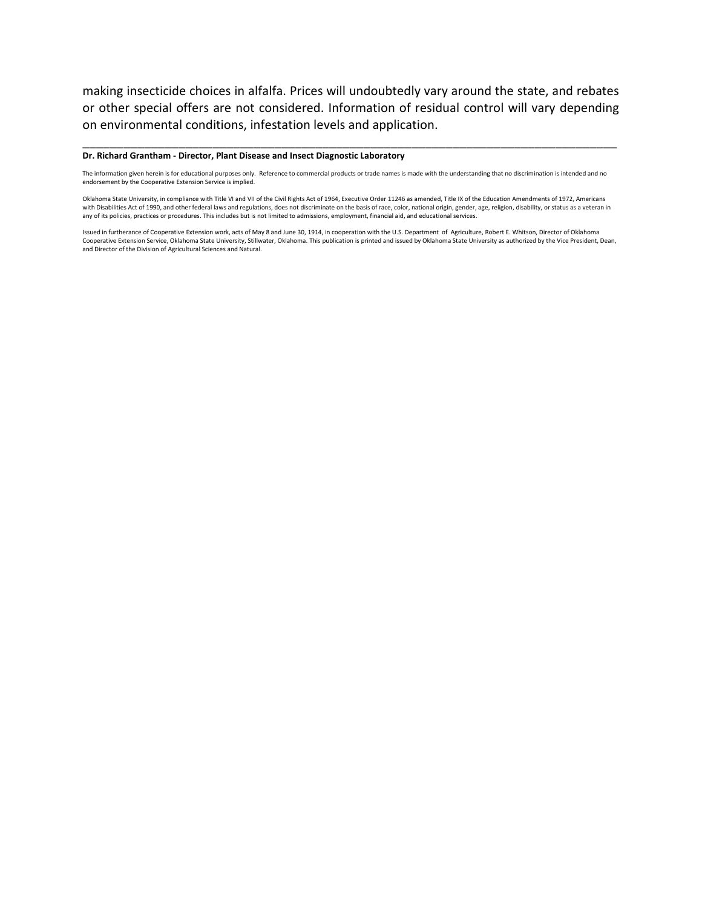making insecticide choices in alfalfa. Prices will undoubtedly vary around the state, and rebates or other special offers are not considered. Information of residual control will vary depending on environmental conditions, infestation levels and application.

---

**Dr. Richard Grantham - Director, Plant Disease and Insect Diagnostic Laboratory**

The information given herein is for educational purposes only. Reference to commercial products or trade names is made with the understanding that no discrimination is intended and no endorsement by the Cooperative Extension Service is implied.

Oklahoma State University, in compliance with Title VI and VII of the Civil Rights Act of 1964, Executive Order 11246 as amended, Title IX of the Education Amendments of 1972, Americans with Disabilities Act of 1990, and other federal laws and regulations, does not discriminate on the basis of race, color, national origin, gender, age, religion, disability, or status as a veteran in any of its policies, practices or procedures. This includes but is not limited to admissions, employment, financial aid, and educational services.

Issued in furtherance of Cooperative Extension work, acts of May 8 and June 30, 1914, in cooperation with the U.S. Department of Agriculture, Robert E. Whitson, Director of Oklahoma Cooperative Extension Service, Oklahoma State University, Stillwater, Oklahoma. This publication is printed and issued by Oklahoma State University as authorized by the Vice President, Dean, and Director of the Division of Agricultural Sciences and Natural.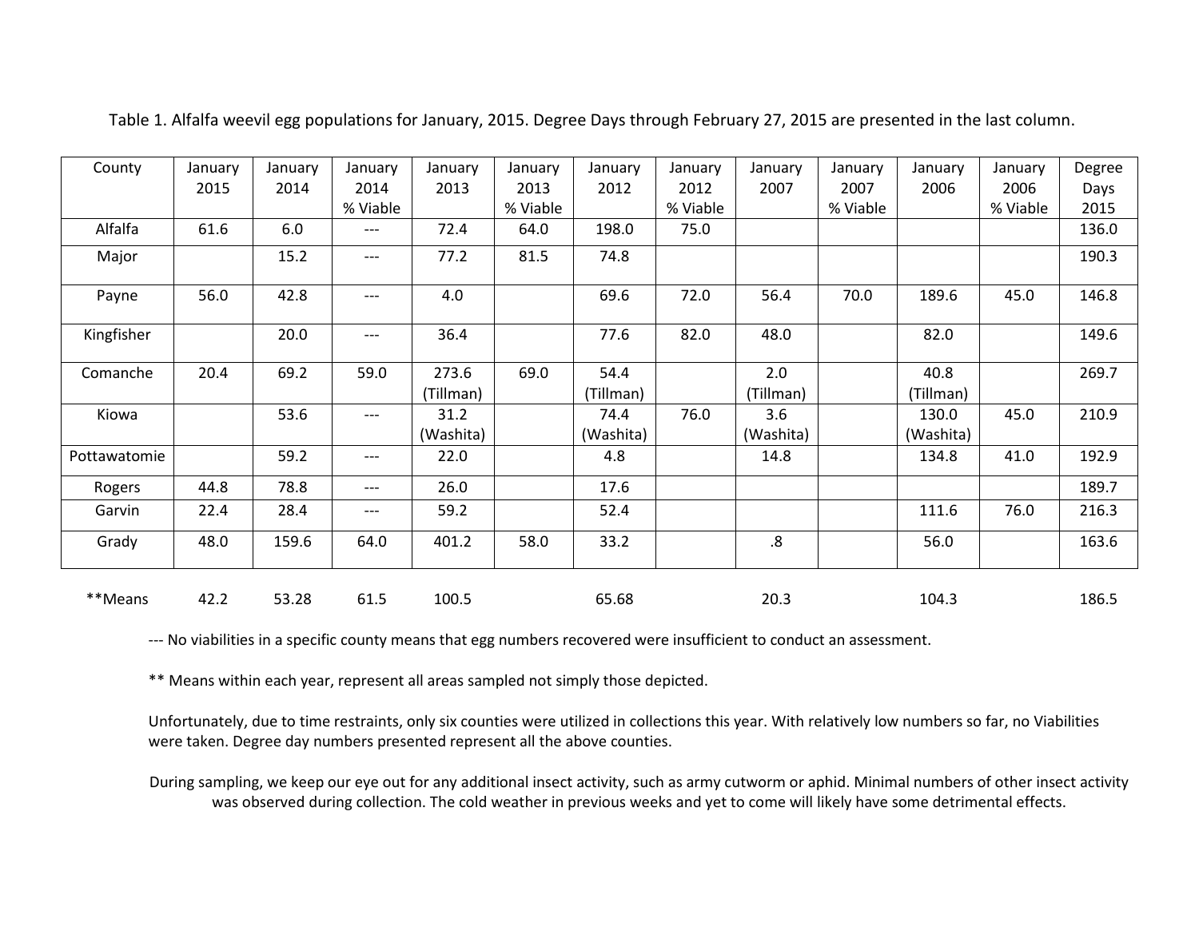Table 1. Alfalfa weevil egg populations for January, 2015. Degree Days through February 27, 2015 are presented in the last column.

| County | January 2015 | January 2014 | January 2014 % Viable | January 2013 | January 2013 % Viable | January 2012 | January 2012 % Viable | January 2007 | January 2007 % Viable | January 2006 | January 2006 % Viable | Degree Days 2015 |
|---|---|---|---|---|---|---|---|---|---|---|---|---|
| Alfalfa | 61.6 | 6.0 | --- | 72.4 | 64.0 | 198.0 | 75.0 | | | | | 136.0 |
| Major | | 15.2 | --- | 77.2 | 81.5 | 74.8 | | | | | | 190.3 |
| Payne | 56.0 | 42.8 | --- | 4.0 | | 69.6 | 72.0 | 56.4 | 70.0 | 189.6 | 45.0 | 146.8 |
| Kingfisher | | 20.0 | --- | 36.4 | | 77.6 | 82.0 | 48.0 | | 82.0 | | 149.6 |
| Comanche | 20.4 | 69.2 | 59.0 | 273.6 (Tillman) | 69.0 | 54.4 (Tillman) | | 2.0 (Tillman) | | 40.8 (Tillman) | | 269.7 |
| Kiowa | | 53.6 | --- | 31.2 (Washita) | | 74.4 (Washita) | 76.0 | 3.6 (Washita) | | 130.0 (Washita) | 45.0 | 210.9 |
| Pottawatomie | | 59.2 | --- | 22.0 | | 4.8 | | 14.8 | | 134.8 | 41.0 | 192.9 |
| Rogers | 44.8 | 78.8 | --- | 26.0 | | 17.6 | | | | | | 189.7 |
| Garvin | 22.4 | 28.4 | --- | 59.2 | | 52.4 | | | | 111.6 | 76.0 | 216.3 |
| Grady | 48.0 | 159.6 | 64.0 | 401.2 | 58.0 | 33.2 | | .8 | | 56.0 | | 163.6 |
| **Means | 42.2 | 53.28 | 61.5 | 100.5 | | 65.68 | | 20.3 | | 104.3 | | 186.5 |

--- No viabilities in a specific county means that egg numbers recovered were insufficient to conduct an assessment.

** Means within each year, represent all areas sampled not simply those depicted.

Unfortunately, due to time restraints, only six counties were utilized in collections this year. With relatively low numbers so far, no Viabilities were taken. Degree day numbers presented represent all the above counties.

During sampling, we keep our eye out for any additional insect activity, such as army cutworm or aphid. Minimal numbers of other insect activity was observed during collection. The cold weather in previous weeks and yet to come will likely have some detrimental effects.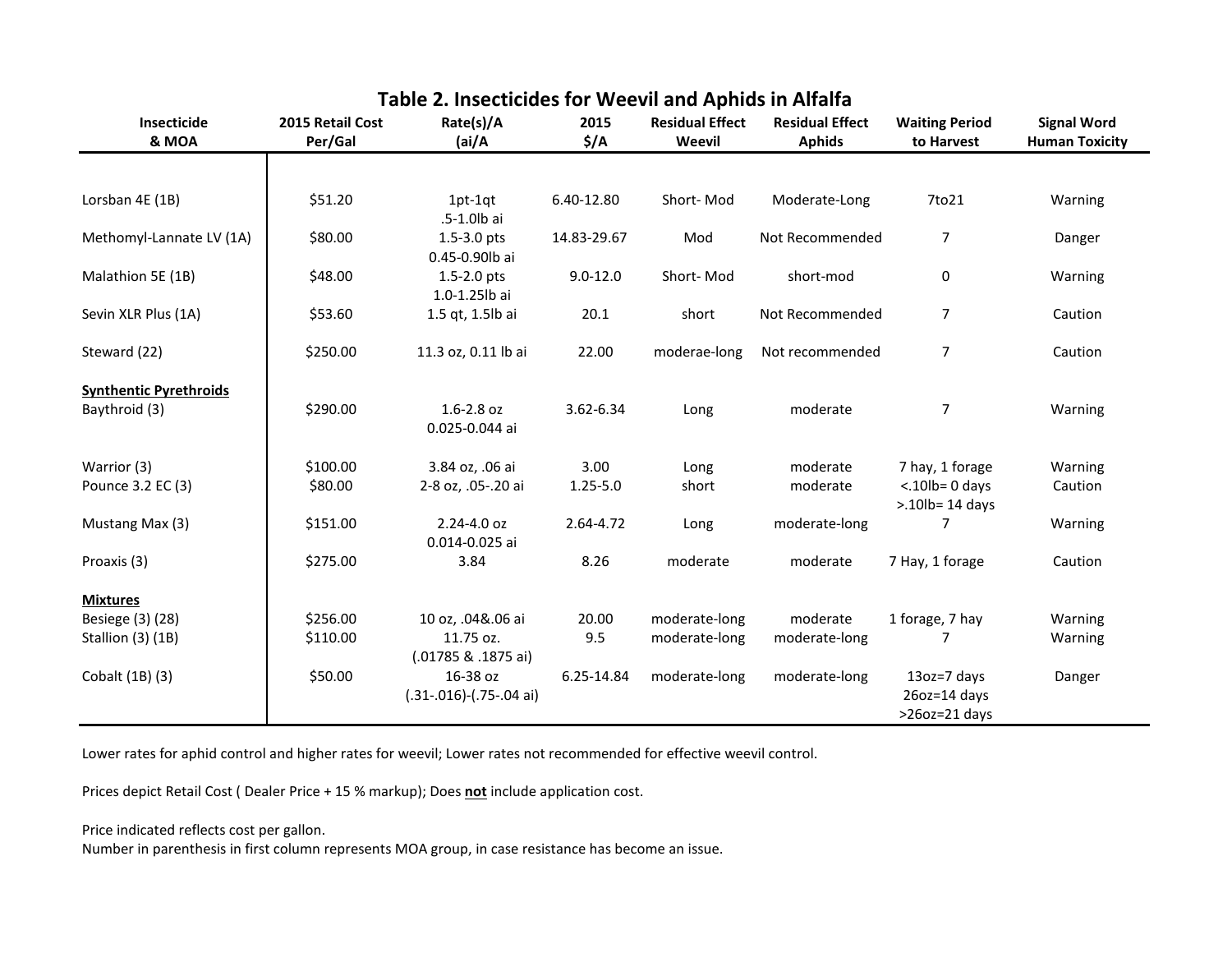## Table 2. Insecticides for Weevil and Aphids in Alfalfa

| Insecticide & MOA | 2015 Retail Cost Per/Gal | Rate(s)/A (ai/A) | 2015 $/A | Residual Effect Weevil | Residual Effect Aphids | Waiting Period to Harvest | Signal Word Human Toxicity |
|---|---|---|---|---|---|---|---|
| Lorsban 4E (1B) | $51.20 | 1pt-1qt .5-1.0lb ai | 6.40-12.80 | Short- Mod | Moderate-Long | 7to21 | Warning |
| Methomyl-Lannate LV (1A) | $80.00 | 1.5-3.0 pts 0.45-0.90lb ai | 14.83-29.67 | Mod | Not Recommended | 7 | Danger |
| Malathion 5E (1B) | $48.00 | 1.5-2.0 pts 1.0-1.25lb ai | 9.0-12.0 | Short- Mod | short-mod | 0 | Warning |
| Sevin XLR Plus (1A) | $53.60 | 1.5 qt, 1.5lb ai | 20.1 | short | Not Recommended | 7 | Caution |
| Steward (22) | $250.00 | 11.3 oz, 0.11 lb ai | 22.00 | moderae-long | Not recommended | 7 | Caution |
| **Synthentic Pyrethroids** | | | | | | | |
| Baythroid (3) | $290.00 | 1.6-2.8 oz 0.025-0.044 ai | 3.62-6.34 | Long | moderate | 7 | Warning |
| Warrior (3) | $100.00 | 3.84 oz, .06 ai | 3.00 | Long | moderate | 7 hay, 1 forage | Warning |
| Pounce 3.2 EC (3) | $80.00 | 2-8 oz, .05-.20 ai | 1.25-5.0 | short | moderate | <.10lb= 0 days >.10lb= 14 days | Caution |
| Mustang Max (3) | $151.00 | 2.24-4.0 oz 0.014-0.025 ai | 2.64-4.72 | Long | moderate-long | 7 | Warning |
| Proaxis (3) | $275.00 | 3.84 | 8.26 | moderate | moderate | 7 Hay, 1 forage | Caution |
| **Mixtures** | | | | | | | |
| Besiege (3) (28) | $256.00 | 10 oz, .04&.06 ai | 20.00 | moderate-long | moderate | 1 forage, 7 hay | Warning |
| Stallion (3) (1B) | $110.00 | 11.75 oz. (.01785 & .1875 ai) | 9.5 | moderate-long | moderate-long | 7 | Warning |
| Cobalt (1B) (3) | $50.00 | 16-38 oz (.31-.016)-(.75-.04 ai) | 6.25-14.84 | moderate-long | moderate-long | 13oz=7 days 26oz=14 days >26oz=21 days | Danger |

Lower rates for aphid control and higher rates for weevil; Lower rates not recommended for effective weevil control.

Prices depict Retail Cost ( Dealer Price + 15 % markup); Does **not** include application cost.

Price indicated reflects cost per gallon.
Number in parenthesis in first column represents MOA group, in case resistance has become an issue.